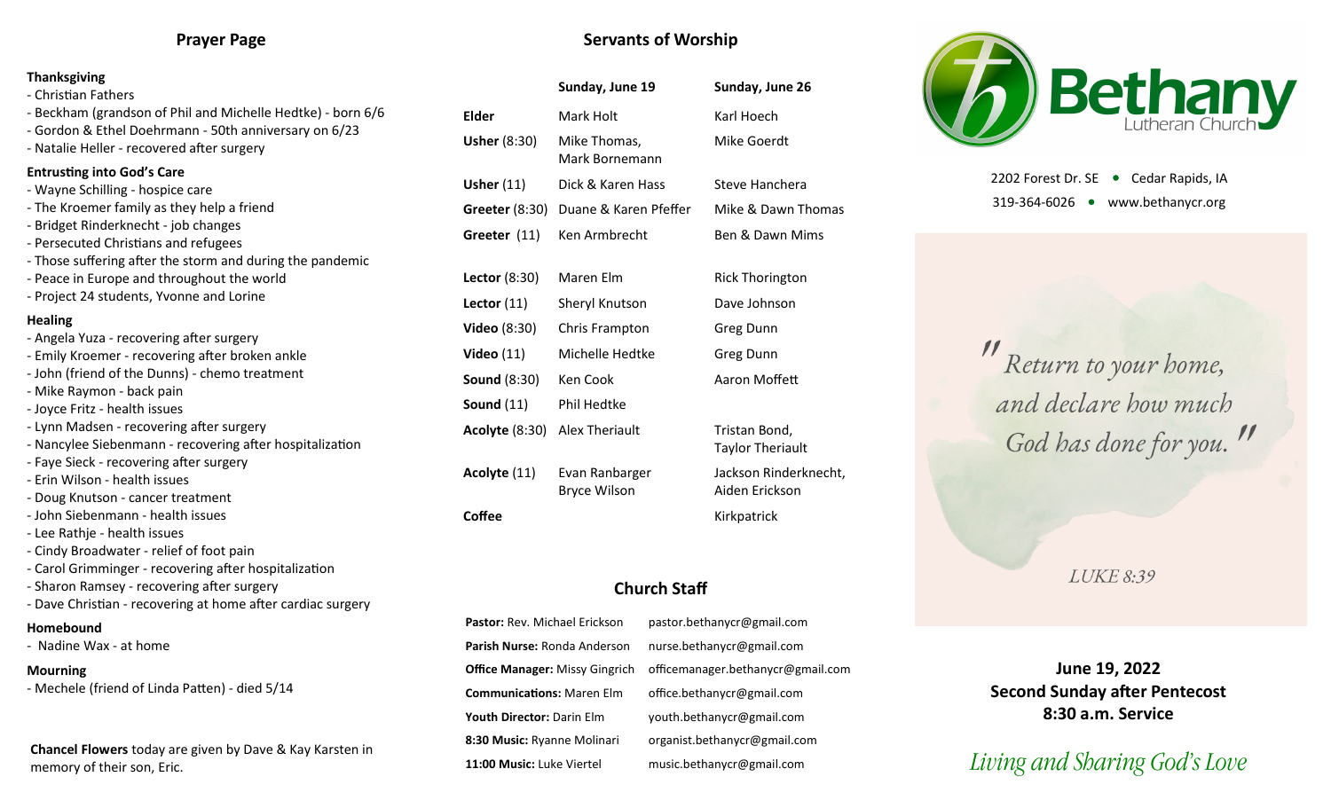## Prayer Page

**Thanksgiving**

- Christian Fathers
- Beckham (grandson of Phil and Michelle Hedtke) - born 6/6
- Gordon & Ethel Doehrmann - 50th anniversary on 6/23
- Natalie Heller - recovered after surgery

**Entrusting into God's Care**

- Wayne Schilling - hospice care
- The Kroemer family as they help a friend
- Bridget Rinderknecht - job changes
- Persecuted Christians and refugees
- Those suffering after the storm and during the pandemic
- Peace in Europe and throughout the world
- Project 24 students, Yvonne and Lorine

**Healing**

- Angela Yuza - recovering after surgery
- Emily Kroemer - recovering after broken ankle
- John (friend of the Dunns) - chemo treatment
- Mike Raymon - back pain
- Joyce Fritz - health issues
- Lynn Madsen - recovering after surgery
- Nancylee Siebenmann - recovering after hospitalization
- Faye Sieck - recovering after surgery
- Erin Wilson - health issues
- Doug Knutson - cancer treatment
- John Siebenmann - health issues
- Lee Rathje - health issues
- Cindy Broadwater - relief of foot pain
- Carol Grimminger - recovering after hospitalization
- Sharon Ramsey - recovering after surgery
- Dave Christian - recovering at home after cardiac surgery

**Homebound**

- Nadine Wax - at home

**Mourning**

- Mechele (friend of Linda Patten) - died 5/14

**Chancel Flowers** today are given by Dave & Kay Karsten in memory of their son, Eric.

## Servants of Worship

| | Sunday, June 19 | Sunday, June 26 |
|---|---|---|
| **Elder** | Mark Holt | Karl Hoech |
| **Usher** (8:30) | Mike Thomas, Mark Bornemann | Mike Goerdt |
| **Usher** (11) | Dick & Karen Hass | Steve Hanchera |
| **Greeter** (8:30) | Duane & Karen Pfeffer | Mike & Dawn Thomas |
| **Greeter** (11) | Ken Armbrecht | Ben & Dawn Mims |
| **Lector** (8:30) | Maren Elm | Rick Thorington |
| **Lector** (11) | Sheryl Knutson | Dave Johnson |
| **Video** (8:30) | Chris Frampton | Greg Dunn |
| **Video** (11) | Michelle Hedtke | Greg Dunn |
| **Sound** (8:30) | Ken Cook | Aaron Moffett |
| **Sound** (11) | Phil Hedtke | |
| **Acolyte** (8:30) | Alex Theriault | Tristan Bond, Taylor Theriault |
| **Acolyte** (11) | Evan Ranbarger Bryce Wilson | Jackson Rinderknecht, Aiden Erickson |
| **Coffee** | | Kirkpatrick |

## Church Staff

| | |
|---|---|
| **Pastor:** Rev. Michael Erickson | pastor.bethanycr@gmail.com |
| **Parish Nurse:** Ronda Anderson | nurse.bethanycr@gmail.com |
| **Office Manager:** Missy Gingrich | officemanager.bethanycr@gmail.com |
| **Communications:** Maren Elm | office.bethanycr@gmail.com |
| **Youth Director:** Darin Elm | youth.bethanycr@gmail.com |
| **8:30 Music:** Ryanne Molinari | organist.bethanycr@gmail.com |
| **11:00 Music:** Luke Viertel | music.bethanycr@gmail.com |

# Bethany Lutheran Church

2202 Forest Dr. SE • Cedar Rapids, IA
319-364-6026 • www.bethanycr.org

*"Return to your home, and declare how much God has done for you."*

*LUKE 8:39*

**June 19, 2022**
**Second Sunday after Pentecost**
**8:30 a.m. Service**

*Living and Sharing God's Love*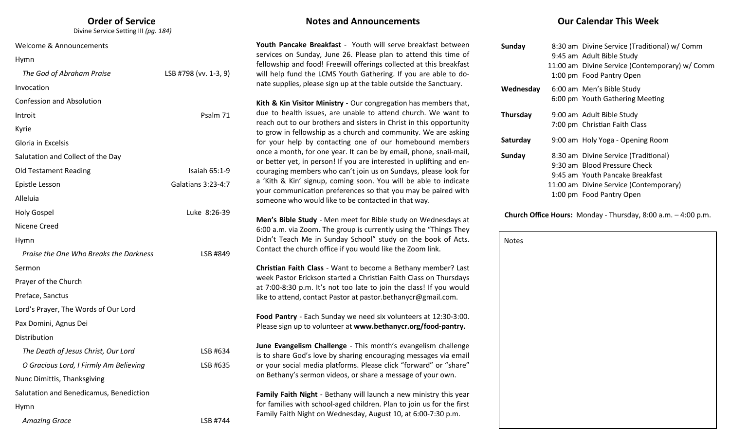## Order of Service

Divine Service Setting III *(pg. 184)*

| | |
|---|---|
| Welcome & Announcements | |
| Hymn | |
| *The God of Abraham Praise* | LSB #798 (vv. 1-3, 9) |
| Invocation | |
| Confession and Absolution | |
| Introit | Psalm 71 |
| Kyrie | |
| Gloria in Excelsis | |
| Salutation and Collect of the Day | |
| Old Testament Reading | Isaiah 65:1-9 |
| Epistle Lesson | Galatians 3:23-4:7 |
| Alleluia | |
| Holy Gospel | Luke 8:26-39 |
| Nicene Creed | |
| Hymn | |
| *Praise the One Who Breaks the Darkness* | LSB #849 |
| Sermon | |
| Prayer of the Church | |
| Preface, Sanctus | |
| Lord's Prayer, The Words of Our Lord | |
| Pax Domini, Agnus Dei | |
| Distribution | |
| *The Death of Jesus Christ, Our Lord* | LSB #634 |
| *O Gracious Lord, I Firmly Am Believing* | LSB #635 |
| Nunc Dimittis, Thanksgiving | |
| Salutation and Benedicamus, Benediction | |
| Hymn | |
| *Amazing Grace* | LSB #744 |

## Notes and Announcements

**Youth Pancake Breakfast** - Youth will serve breakfast between services on Sunday, June 26. Please plan to attend this time of fellowship and food! Freewill offerings collected at this breakfast will help fund the LCMS Youth Gathering. If you are able to donate supplies, please sign up at the table outside the Sanctuary.

**Kith & Kin Visitor Ministry -** Our congregation has members that, due to health issues, are unable to attend church. We want to reach out to our brothers and sisters in Christ in this opportunity to grow in fellowship as a church and community. We are asking for your help by contacting one of our homebound members once a month, for one year. It can be by email, phone, snail-mail, or better yet, in person! If you are interested in uplifting and encouraging members who can't join us on Sundays, please look for a 'Kith & Kin' signup, coming soon. You will be able to indicate your communication preferences so that you may be paired with someone who would like to be contacted in that way.

**Men's Bible Study** - Men meet for Bible study on Wednesdays at 6:00 a.m. via Zoom. The group is currently using the "Things They Didn't Teach Me in Sunday School" study on the book of Acts. Contact the church office if you would like the Zoom link.

**Christian Faith Class** - Want to become a Bethany member? Last week Pastor Erickson started a Christian Faith Class on Thursdays at 7:00-8:30 p.m. It's not too late to join the class! If you would like to attend, contact Pastor at pastor.bethanycr@gmail.com.

**Food Pantry** - Each Sunday we need six volunteers at 12:30-3:00. Please sign up to volunteer at **www.bethanycr.org/food-pantry.**

**June Evangelism Challenge** - This month's evangelism challenge is to share God's love by sharing encouraging messages via email or your social media platforms. Please click "forward" or "share" on Bethany's sermon videos, or share a message of your own.

**Family Faith Night** - Bethany will launch a new ministry this year for families with school-aged children. Plan to join us for the first Family Faith Night on Wednesday, August 10, at 6:00-7:30 p.m.

## Our Calendar This Week

| | |
|---|---|
| **Sunday** | 8:30 am Divine Service (Traditional) w/ Comm<br>9:45 am Adult Bible Study<br>11:00 am Divine Service (Contemporary) w/ Comm<br>1:00 pm Food Pantry Open |
| **Wednesday** | 6:00 am Men's Bible Study<br>6:00 pm Youth Gathering Meeting |
| **Thursday** | 9:00 am Adult Bible Study<br>7:00 pm Christian Faith Class |
| **Saturday** | 9:00 am Holy Yoga - Opening Room |
| **Sunday** | 8:30 am Divine Service (Traditional)<br>9:30 am Blood Pressure Check<br>9:45 am Youth Pancake Breakfast<br>11:00 am Divine Service (Contemporary)<br>1:00 pm Food Pantry Open |

**Church Office Hours:** Monday - Thursday, 8:00 a.m. – 4:00 p.m.

Notes